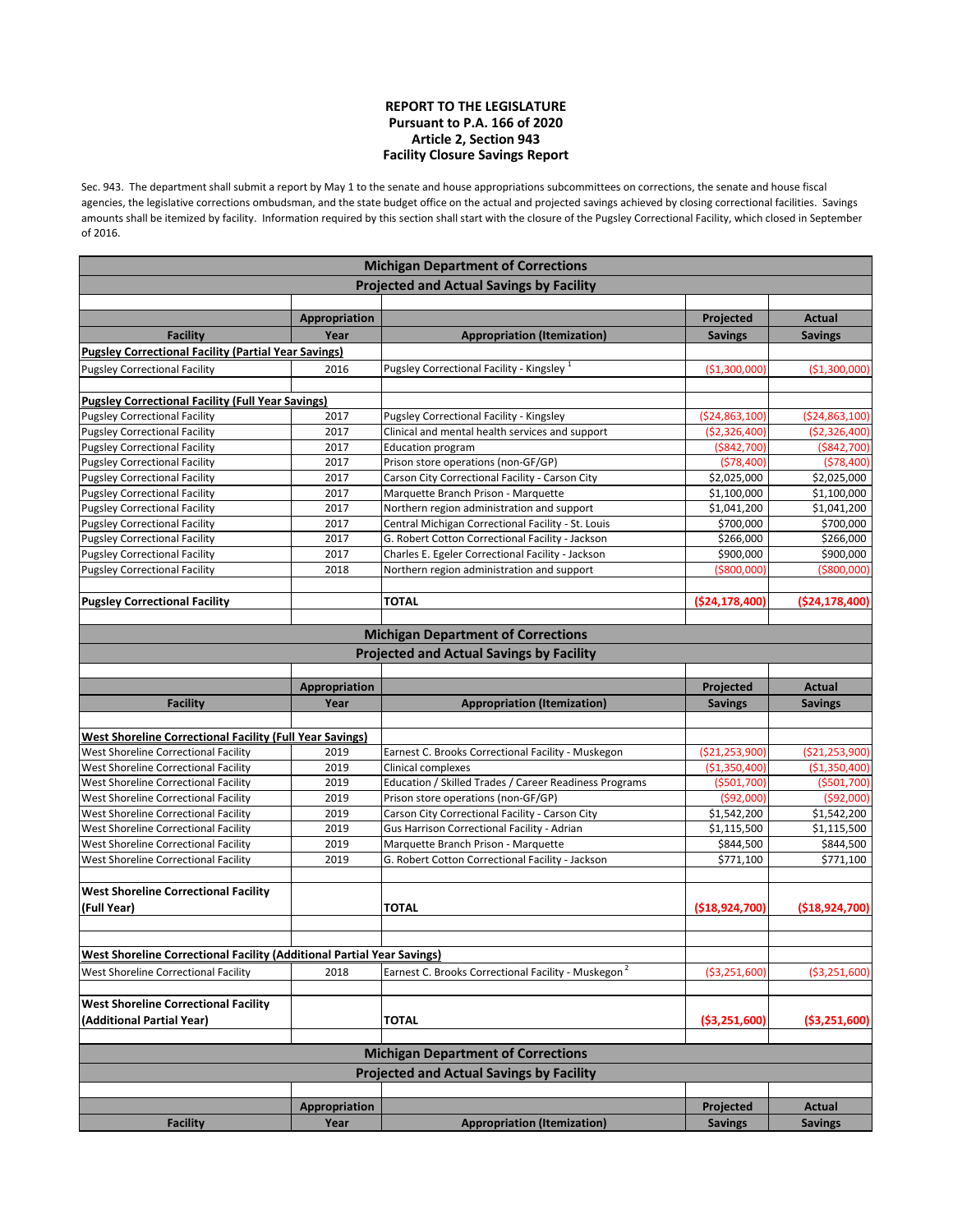**REPORT TO THE LEGISLATURE**
**Pursuant to P.A. 166 of 2020**
**Article 2, Section 943**
**Facility Closure Savings Report**

Sec. 943. The department shall submit a report by May 1 to the senate and house appropriations subcommittees on corrections, the senate and house fiscal agencies, the legislative corrections ombudsman, and the state budget office on the actual and projected savings achieved by closing correctional facilities. Savings amounts shall be itemized by facility. Information required by this section shall start with the closure of the Pugsley Correctional Facility, which closed in September of 2016.

**Michigan Department of Corrections**
**Projected and Actual Savings by Facility**

| Facility | Appropriation Year | Appropriation (Itemization) | Projected Savings | Actual Savings |
|---|---|---|---|---|
| **Pugsley Correctional Facility (Partial Year Savings)** | | | | |
| Pugsley Correctional Facility | 2016 | Pugsley Correctional Facility - Kingsley [1] | ($1,300,000) | ($1,300,000) |
| | | | | |
| **Pugsley Correctional Facility (Full Year Savings)** | | | | |
| Pugsley Correctional Facility | 2017 | Pugsley Correctional Facility - Kingsley | ($24,863,100) | ($24,863,100) |
| Pugsley Correctional Facility | 2017 | Clinical and mental health services and support | ($2,326,400) | ($2,326,400) |
| Pugsley Correctional Facility | 2017 | Education program | ($842,700) | ($842,700) |
| Pugsley Correctional Facility | 2017 | Prison store operations (non-GF/GP) | ($78,400) | ($78,400) |
| Pugsley Correctional Facility | 2017 | Carson City Correctional Facility - Carson City | $2,025,000 | $2,025,000 |
| Pugsley Correctional Facility | 2017 | Marquette Branch Prison - Marquette | $1,100,000 | $1,100,000 |
| Pugsley Correctional Facility | 2017 | Northern region administration and support | $1,041,200 | $1,041,200 |
| Pugsley Correctional Facility | 2017 | Central Michigan Correctional Facility - St. Louis | $700,000 | $700,000 |
| Pugsley Correctional Facility | 2017 | G. Robert Cotton Correctional Facility - Jackson | $266,000 | $266,000 |
| Pugsley Correctional Facility | 2017 | Charles E. Egeler Correctional Facility - Jackson | $900,000 | $900,000 |
| Pugsley Correctional Facility | 2018 | Northern region administration and support | ($800,000) | ($800,000) |
| | | | | |
| **Pugsley Correctional Facility** | | **TOTAL** | **($24,178,400)** | **($24,178,400)** |

**Michigan Department of Corrections**
**Projected and Actual Savings by Facility**

| Facility | Appropriation Year | Appropriation (Itemization) | Projected Savings | Actual Savings |
|---|---|---|---|---|
| **West Shoreline Correctional Facility (Full Year Savings)** | | | | |
| West Shoreline Correctional Facility | 2019 | Earnest C. Brooks Correctional Facility - Muskegon | ($21,253,900) | ($21,253,900) |
| West Shoreline Correctional Facility | 2019 | Clinical complexes | ($1,350,400) | ($1,350,400) |
| West Shoreline Correctional Facility | 2019 | Education / Skilled Trades / Career Readiness Programs | ($501,700) | ($501,700) |
| West Shoreline Correctional Facility | 2019 | Prison store operations (non-GF/GP) | ($92,000) | ($92,000) |
| West Shoreline Correctional Facility | 2019 | Carson City Correctional Facility - Carson City | $1,542,200 | $1,542,200 |
| West Shoreline Correctional Facility | 2019 | Gus Harrison Correctional Facility - Adrian | $1,115,500 | $1,115,500 |
| West Shoreline Correctional Facility | 2019 | Marquette Branch Prison - Marquette | $844,500 | $844,500 |
| West Shoreline Correctional Facility | 2019 | G. Robert Cotton Correctional Facility - Jackson | $771,100 | $771,100 |
| | | | | |
| **West Shoreline Correctional Facility (Full Year)** | | **TOTAL** | **($18,924,700)** | **($18,924,700)** |
| | | | | |
| **West Shoreline Correctional Facility (Additional Partial Year Savings)** | | | | |
| West Shoreline Correctional Facility | 2018 | Earnest C. Brooks Correctional Facility - Muskegon [2] | ($3,251,600) | ($3,251,600) |
| | | | | |
| **West Shoreline Correctional Facility (Additional Partial Year)** | | **TOTAL** | **($3,251,600)** | **($3,251,600)** |

**Michigan Department of Corrections**
**Projected and Actual Savings by Facility**

| Facility | Appropriation Year | Appropriation (Itemization) | Projected Savings | Actual Savings |
|---|---|---|---|---|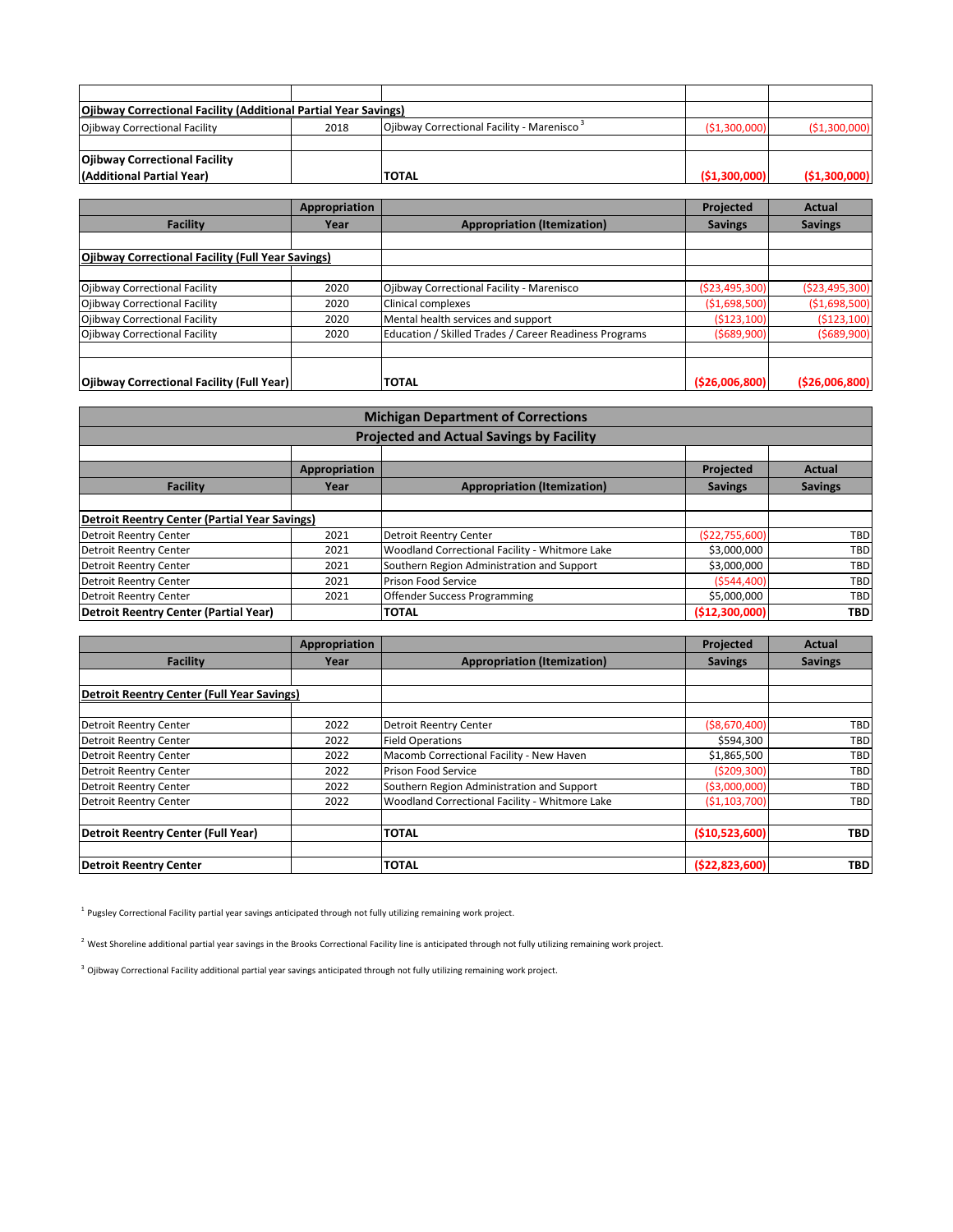| | | | | |
|---|---|---|---|---|
| **Ojibway Correctional Facility (Additional Partial Year Savings)** | | | | |
| Ojibway Correctional Facility | 2018 | Ojibway Correctional Facility - Marenisco [3] | ($1,300,000) | ($1,300,000) |
| | | | | |
| **Ojibway Correctional Facility (Additional Partial Year)** | | **TOTAL** | **($1,300,000)** | **($1,300,000)** |

| Facility | Appropriation Year | Appropriation (Itemization) | Projected Savings | Actual Savings |
|---|---|---|---|---|
| **Ojibway Correctional Facility (Full Year Savings)** | | | | |
| Ojibway Correctional Facility | 2020 | Ojibway Correctional Facility - Marenisco | ($23,495,300) | ($23,495,300) |
| Ojibway Correctional Facility | 2020 | Clinical complexes | ($1,698,500) | ($1,698,500) |
| Ojibway Correctional Facility | 2020 | Mental health services and support | ($123,100) | ($123,100) |
| Ojibway Correctional Facility | 2020 | Education / Skilled Trades / Career Readiness Programs | ($689,900) | ($689,900) |
| | | | | |
| **Ojibway Correctional Facility (Full Year)** | | **TOTAL** | **($26,006,800)** | **($26,006,800)** |

## Michigan Department of Corrections

## Projected and Actual Savings by Facility

| Facility | Appropriation Year | Appropriation (Itemization) | Projected Savings | Actual Savings |
|---|---|---|---|---|
| **Detroit Reentry Center (Partial Year Savings)** | | | | |
| Detroit Reentry Center | 2021 | Detroit Reentry Center | ($22,755,600) | TBD |
| Detroit Reentry Center | 2021 | Woodland Correctional Facility - Whitmore Lake | $3,000,000 | TBD |
| Detroit Reentry Center | 2021 | Southern Region Administration and Support | $3,000,000 | TBD |
| Detroit Reentry Center | 2021 | Prison Food Service | ($544,400) | TBD |
| Detroit Reentry Center | 2021 | Offender Success Programming | $5,000,000 | TBD |
| **Detroit Reentry Center (Partial Year)** | | **TOTAL** | **($12,300,000)** | **TBD** |

| Facility | Appropriation Year | Appropriation (Itemization) | Projected Savings | Actual Savings |
|---|---|---|---|---|
| **Detroit Reentry Center (Full Year Savings)** | | | | |
| Detroit Reentry Center | 2022 | Detroit Reentry Center | ($8,670,400) | TBD |
| Detroit Reentry Center | 2022 | Field Operations | $594,300 | TBD |
| Detroit Reentry Center | 2022 | Macomb Correctional Facility - New Haven | $1,865,500 | TBD |
| Detroit Reentry Center | 2022 | Prison Food Service | ($209,300) | TBD |
| Detroit Reentry Center | 2022 | Southern Region Administration and Support | ($3,000,000) | TBD |
| Detroit Reentry Center | 2022 | Woodland Correctional Facility - Whitmore Lake | ($1,103,700) | TBD |
| | | | | |
| **Detroit Reentry Center (Full Year)** | | **TOTAL** | **($10,523,600)** | **TBD** |
| | | | | |
| **Detroit Reentry Center** | | **TOTAL** | **($22,823,600)** | **TBD** |

[1] Pugsley Correctional Facility partial year savings anticipated through not fully utilizing remaining work project.

[2] West Shoreline additional partial year savings in the Brooks Correctional Facility line is anticipated through not fully utilizing remaining work project.

[3] Ojibway Correctional Facility additional partial year savings anticipated through not fully utilizing remaining work project.